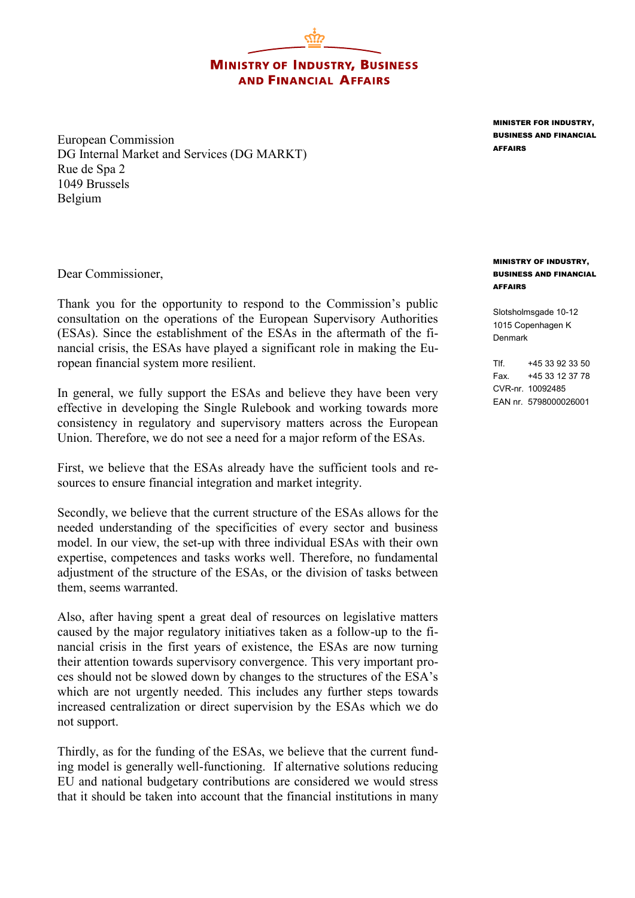**MINISTRY OF INDUSTRY, BUSINESS AND FINANCIAL AFFAIRS**

**MINISTER FOR INDUSTRY, BUSINESS AND FINANCIAL AFFAIRS**

European Commission
DG Internal Market and Services (DG MARKT)
Rue de Spa 2
1049 Brussels
Belgium

**MINISTRY OF INDUSTRY, BUSINESS AND FINANCIAL AFFAIRS**

Slotsholmsgade 10-12
1015 Copenhagen K
Denmark

Tlf. +45 33 92 33 50
Fax. +45 33 12 37 78
CVR-nr. 10092485
EAN nr. 5798000026001

Dear Commissioner,

Thank you for the opportunity to respond to the Commission's public consultation on the operations of the European Supervisory Authorities (ESAs). Since the establishment of the ESAs in the aftermath of the financial crisis, the ESAs have played a significant role in making the European financial system more resilient.

In general, we fully support the ESAs and believe they have been very effective in developing the Single Rulebook and working towards more consistency in regulatory and supervisory matters across the European Union. Therefore, we do not see a need for a major reform of the ESAs.

First, we believe that the ESAs already have the sufficient tools and resources to ensure financial integration and market integrity.

Secondly, we believe that the current structure of the ESAs allows for the needed understanding of the specificities of every sector and business model. In our view, the set-up with three individual ESAs with their own expertise, competences and tasks works well. Therefore, no fundamental adjustment of the structure of the ESAs, or the division of tasks between them, seems warranted.

Also, after having spent a great deal of resources on legislative matters caused by the major regulatory initiatives taken as a follow-up to the financial crisis in the first years of existence, the ESAs are now turning their attention towards supervisory convergence. This very important proces should not be slowed down by changes to the structures of the ESA's which are not urgently needed. This includes any further steps towards increased centralization or direct supervision by the ESAs which we do not support.

Thirdly, as for the funding of the ESAs, we believe that the current funding model is generally well-functioning. If alternative solutions reducing EU and national budgetary contributions are considered we would stress that it should be taken into account that the financial institutions in many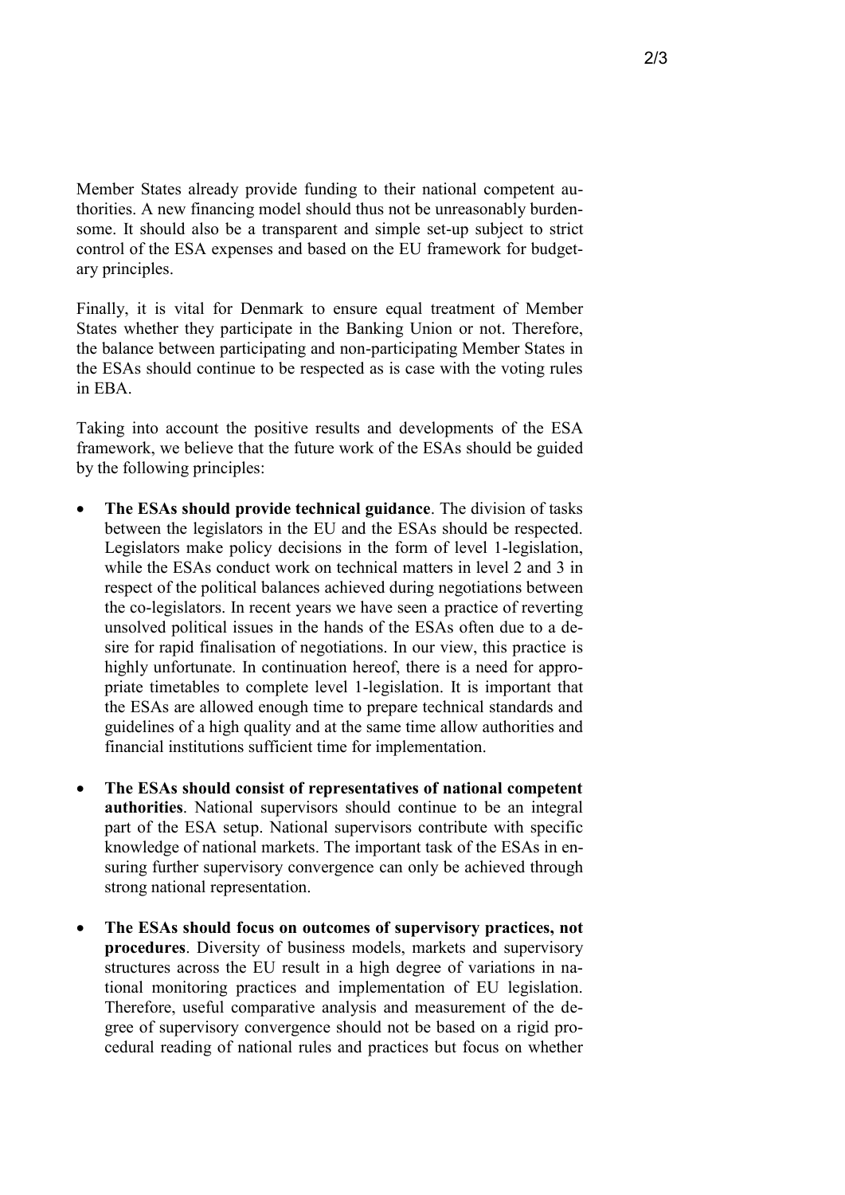Member States already provide funding to their national competent authorities. A new financing model should thus not be unreasonably burdensome. It should also be a transparent and simple set-up subject to strict control of the ESA expenses and based on the EU framework for budgetary principles.

Finally, it is vital for Denmark to ensure equal treatment of Member States whether they participate in the Banking Union or not. Therefore, the balance between participating and non-participating Member States in the ESAs should continue to be respected as is case with the voting rules in EBA.

Taking into account the positive results and developments of the ESA framework, we believe that the future work of the ESAs should be guided by the following principles:

- **The ESAs should provide technical guidance**. The division of tasks between the legislators in the EU and the ESAs should be respected. Legislators make policy decisions in the form of level 1-legislation, while the ESAs conduct work on technical matters in level 2 and 3 in respect of the political balances achieved during negotiations between the co-legislators. In recent years we have seen a practice of reverting unsolved political issues in the hands of the ESAs often due to a desire for rapid finalisation of negotiations. In our view, this practice is highly unfortunate. In continuation hereof, there is a need for appropriate timetables to complete level 1-legislation. It is important that the ESAs are allowed enough time to prepare technical standards and guidelines of a high quality and at the same time allow authorities and financial institutions sufficient time for implementation.

- **The ESAs should consist of representatives of national competent authorities**. National supervisors should continue to be an integral part of the ESA setup. National supervisors contribute with specific knowledge of national markets. The important task of the ESAs in ensuring further supervisory convergence can only be achieved through strong national representation.

- **The ESAs should focus on outcomes of supervisory practices, not procedures**. Diversity of business models, markets and supervisory structures across the EU result in a high degree of variations in national monitoring practices and implementation of EU legislation. Therefore, useful comparative analysis and measurement of the degree of supervisory convergence should not be based on a rigid procedural reading of national rules and practices but focus on whether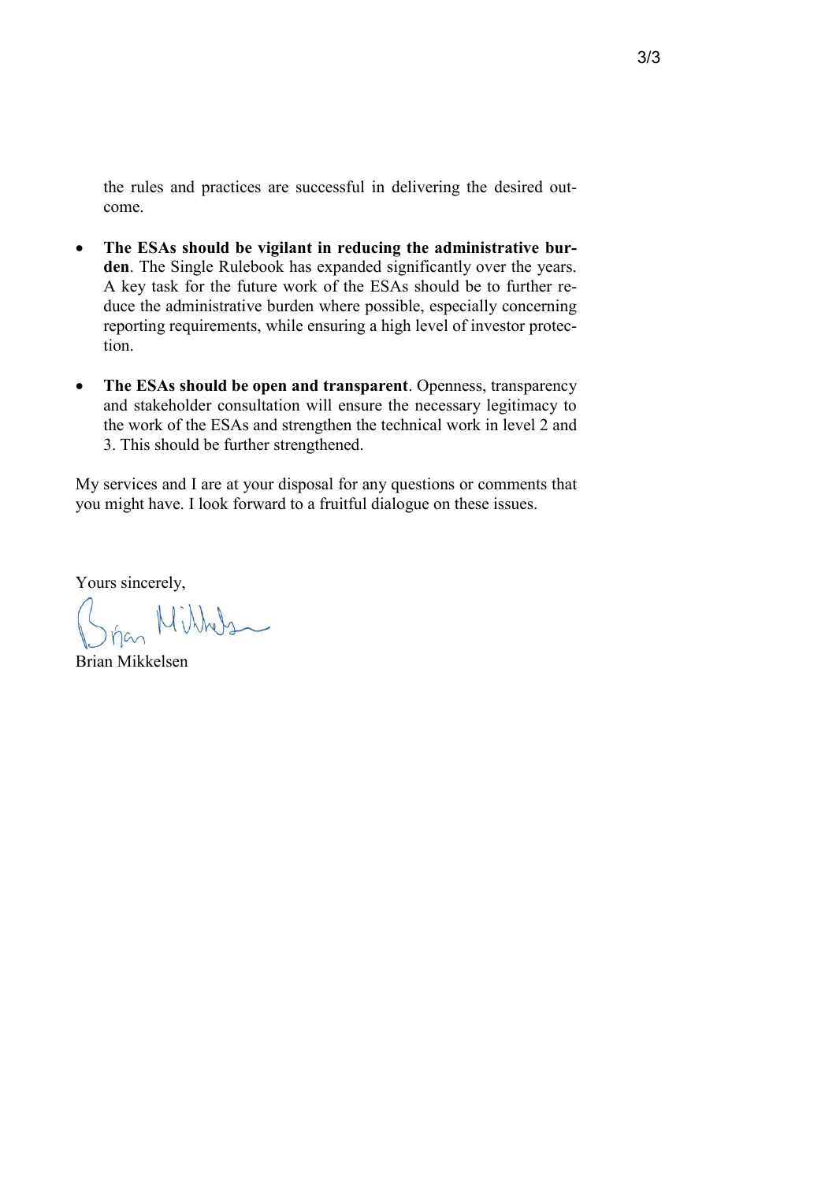the rules and practices are successful in delivering the desired outcome.

- **The ESAs should be vigilant in reducing the administrative burden**. The Single Rulebook has expanded significantly over the years. A key task for the future work of the ESAs should be to further reduce the administrative burden where possible, especially concerning reporting requirements, while ensuring a high level of investor protection.

- **The ESAs should be open and transparent**. Openness, transparency and stakeholder consultation will ensure the necessary legitimacy to the work of the ESAs and strengthen the technical work in level 2 and 3. This should be further strengthened.

My services and I are at your disposal for any questions or comments that you might have. I look forward to a fruitful dialogue on these issues.

Yours sincerely,

Brian Mikkelsen